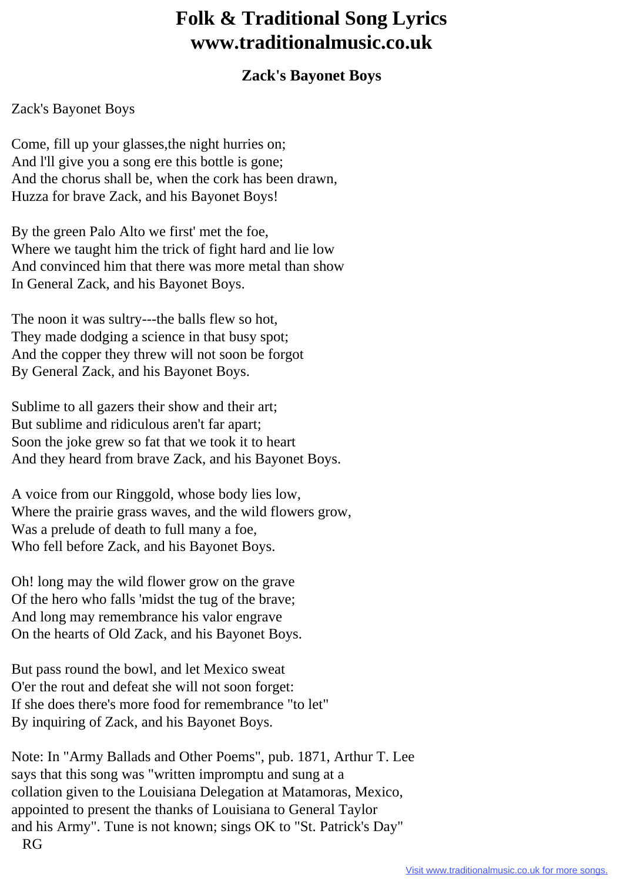# Folk & Traditional Song Lyrics
# www.traditionalmusic.co.uk

### Zack's Bayonet Boys

Zack's Bayonet Boys

Come, fill up your glasses,the night hurries on;
And l'll give you a song ere this bottle is gone;
And the chorus shall be, when the cork has been drawn,
Huzza for brave Zack, and his Bayonet Boys!

By the green Palo Alto we first' met the foe,
Where we taught him the trick of fight hard and lie low
And convinced him that there was more metal than show
In General Zack, and his Bayonet Boys.

The noon it was sultry---the balls flew so hot,
They made dodging a science in that busy spot;
And the copper they threw will not soon be forgot
By General Zack, and his Bayonet Boys.

Sublime to all gazers their show and their art;
But sublime and ridiculous aren't far apart;
Soon the joke grew so fat that we took it to heart
And they heard from brave Zack, and his Bayonet Boys.

A voice from our Ringgold, whose body lies low,
Where the prairie grass waves, and the wild flowers grow,
Was a prelude of death to full many a foe,
Who fell before Zack, and his Bayonet Boys.

Oh! long may the wild flower grow on the grave
Of the hero who falls 'midst the tug of the brave;
And long may remembrance his valor engrave
On the hearts of Old Zack, and his Bayonet Boys.

But pass round the bowl, and let Mexico sweat
O'er the rout and defeat she will not soon forget:
If she does there's more food for remembrance "to let"
By inquiring of Zack, and his Bayonet Boys.

Note: In "Army Ballads and Other Poems", pub. 1871, Arthur T. Lee
says that this song was "written impromptu and sung at a
collation given to the Louisiana Delegation at Matamoras, Mexico,
appointed to present the thanks of Louisiana to General Taylor
and his Army". Tune is not known; sings OK to "St. Patrick's Day"
RG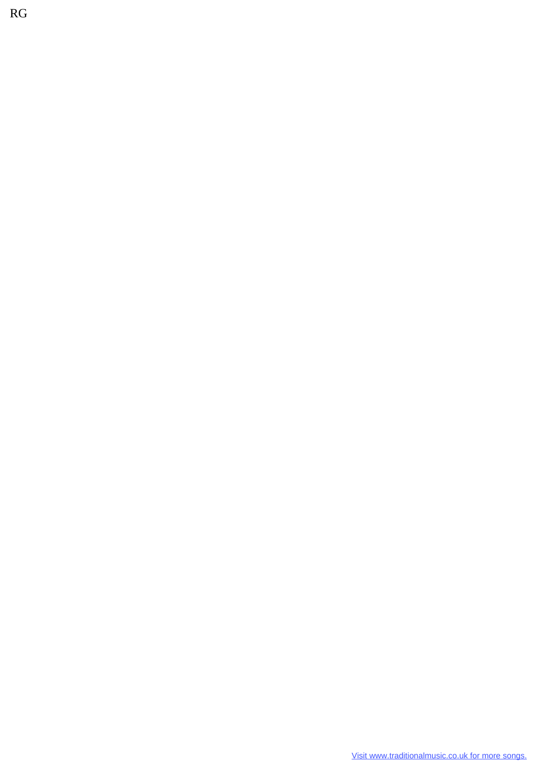RG